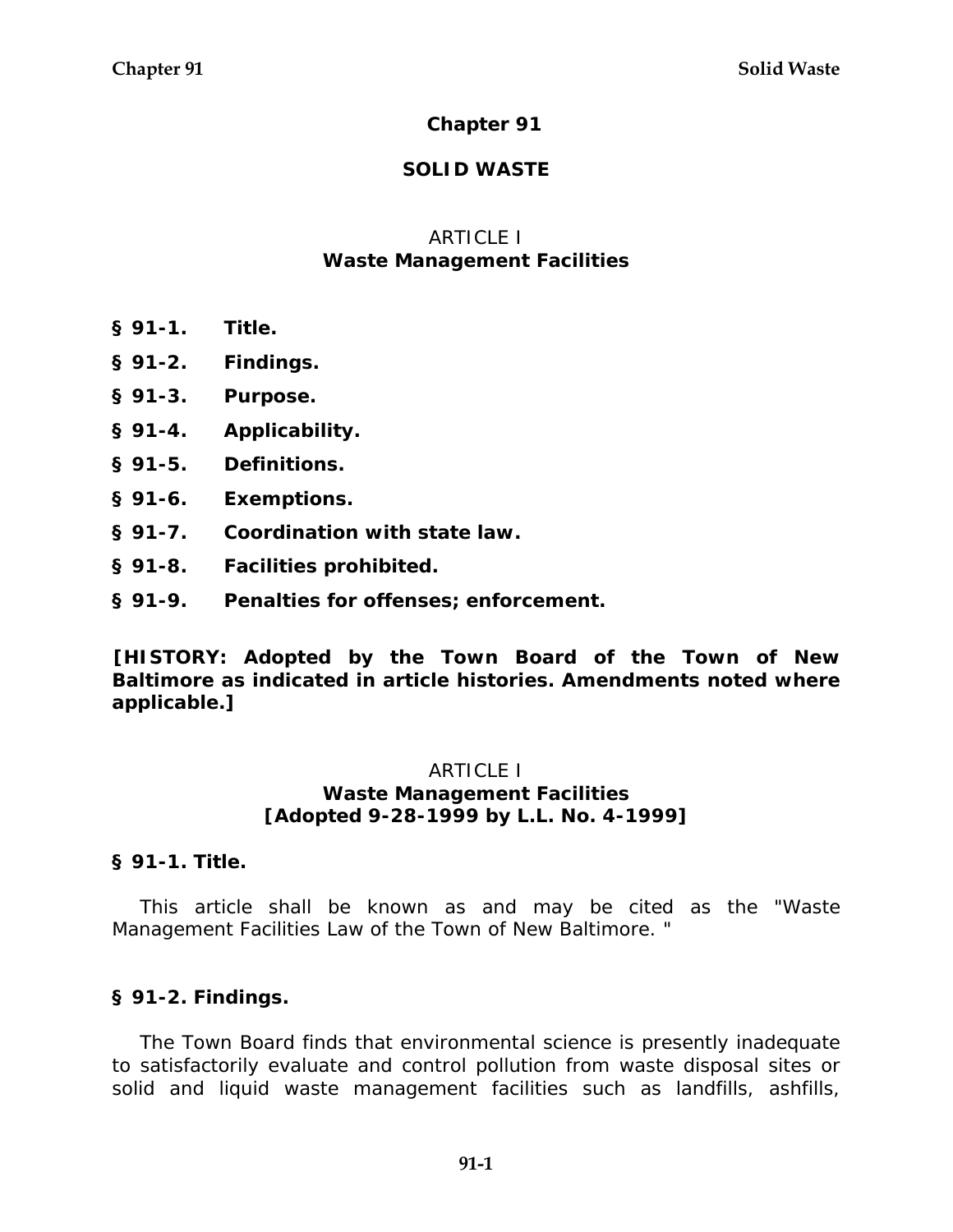# Chapter 91

# SOLID WASTE

## ARTICLE I
## Waste Management Facilities

**§ 91-1. Title.**

**§ 91-2. Findings.**

**§ 91-3. Purpose.**

**§ 91-4. Applicability.**

**§ 91-5. Definitions.**

**§ 91-6. Exemptions.**

**§ 91-7. Coordination with state law.**

**§ 91-8. Facilities prohibited.**

**§ 91-9. Penalties for offenses; enforcement.**

**[HISTORY: Adopted by the Town Board of the Town of New Baltimore as indicated in article histories. Amendments noted where applicable.]**

## ARTICLE I
## Waste Management Facilities
## [Adopted 9-28-1999 by L.L. No. 4-1999]

### § 91-1. Title.

This article shall be known as and may be cited as the "Waste Management Facilities Law of the Town of New Baltimore. "

### § 91-2. Findings.

The Town Board finds that environmental science is presently inadequate to satisfactorily evaluate and control pollution from waste disposal sites or solid and liquid waste management facilities such as landfills, ashfills,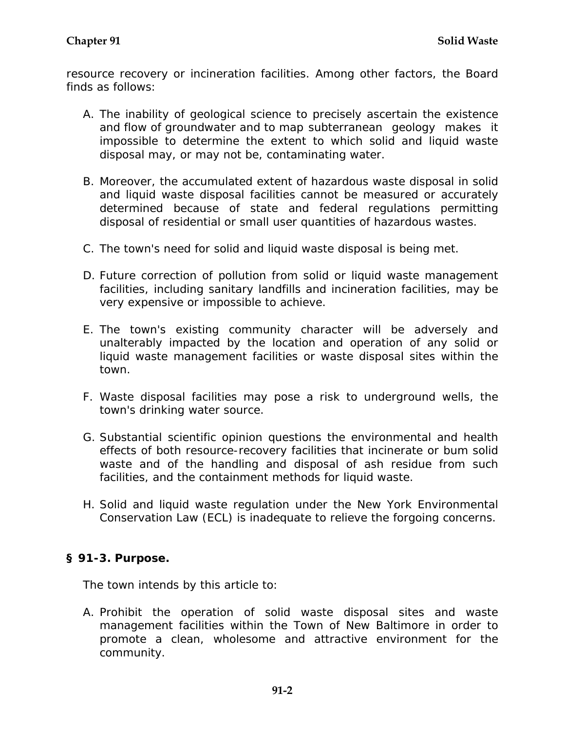resource recovery or incineration facilities. Among other factors, the Board finds as follows:

A. The inability of geological science to precisely ascertain the existence and flow of groundwater and to map subterranean geology makes it impossible to determine the extent to which solid and liquid waste disposal may, or may not be, contaminating water.

B. Moreover, the accumulated extent of hazardous waste disposal in solid and liquid waste disposal facilities cannot be measured or accurately determined because of state and federal regulations permitting disposal of residential or small user quantities of hazardous wastes.

C. The town's need for solid and liquid waste disposal is being met.

D. Future correction of pollution from solid or liquid waste management facilities, including sanitary landfills and incineration facilities, may be very expensive or impossible to achieve.

E. The town's existing community character will be adversely and unalterably impacted by the location and operation of any solid or liquid waste management facilities or waste disposal sites within the town.

F. Waste disposal facilities may pose a risk to underground wells, the town's drinking water source.

G. Substantial scientific opinion questions the environmental and health effects of both resource-recovery facilities that incinerate or bum solid waste and of the handling and disposal of ash residue from such facilities, and the containment methods for liquid waste.

H. Solid and liquid waste regulation under the New York Environmental Conservation Law (ECL) is inadequate to relieve the forgoing concerns.

## § 91-3. Purpose.

The town intends by this article to:

A. Prohibit the operation of solid waste disposal sites and waste management facilities within the Town of New Baltimore in order to promote a clean, wholesome and attractive environment for the community.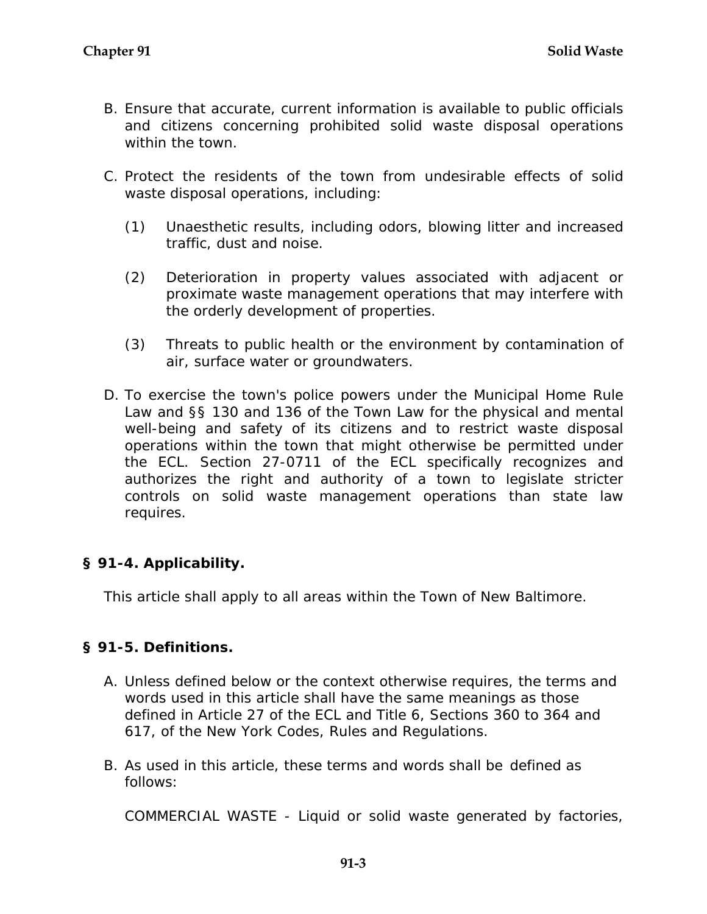B. Ensure that accurate, current information is available to public officials and citizens concerning prohibited solid waste disposal operations within the town.

C. Protect the residents of the town from undesirable effects of solid waste disposal operations, including:

   (1) Unaesthetic results, including odors, blowing litter and increased traffic, dust and noise.

   (2) Deterioration in property values associated with adjacent or proximate waste management operations that may interfere with the orderly development of properties.

   (3) Threats to public health or the environment by contamination of air, surface water or groundwaters.

D. To exercise the town's police powers under the Municipal Home Rule Law and §§ 130 and 136 of the Town Law for the physical and mental well-being and safety of its citizens and to restrict waste disposal operations within the town that might otherwise be permitted under the ECL. Section 27-0711 of the ECL specifically recognizes and authorizes the right and authority of a town to legislate stricter controls on solid waste management operations than state law requires.

## § 91-4. Applicability.

This article shall apply to all areas within the Town of New Baltimore.

## § 91-5. Definitions.

A. Unless defined below or the context otherwise requires, the terms and words used in this article shall have the same meanings as those defined in Article 27 of the ECL and Title 6, Sections 360 to 364 and 617, of the New York Codes, Rules and Regulations.

B. As used in this article, these terms and words shall be defined as follows:

COMMERCIAL WASTE - Liquid or solid waste generated by factories,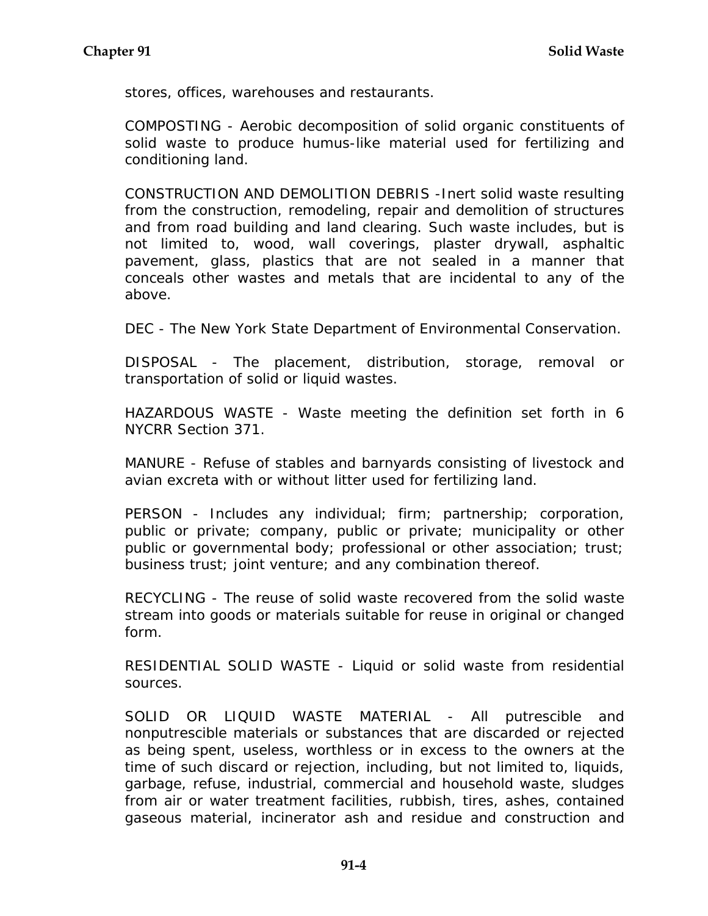stores, offices, warehouses and restaurants.

COMPOSTING - Aerobic decomposition of solid organic constituents of solid waste to produce humus-like material used for fertilizing and conditioning land.

CONSTRUCTION AND DEMOLITION DEBRIS -Inert solid waste resulting from the construction, remodeling, repair and demolition of structures and from road building and land clearing. Such waste includes, but is not limited to, wood, wall coverings, plaster drywall, asphaltic pavement, glass, plastics that are not sealed in a manner that conceals other wastes and metals that are incidental to any of the above.

DEC - The New York State Department of Environmental Conservation.

DISPOSAL - The placement, distribution, storage, removal or transportation of solid or liquid wastes.

HAZARDOUS WASTE - Waste meeting the definition set forth in 6 NYCRR Section 371.

MANURE - Refuse of stables and barnyards consisting of livestock and avian excreta with or without litter used for fertilizing land.

PERSON - Includes any individual; firm; partnership; corporation, public or private; company, public or private; municipality or other public or governmental body; professional or other association; trust; business trust; joint venture; and any combination thereof.

RECYCLING - The reuse of solid waste recovered from the solid waste stream into goods or materials suitable for reuse in original or changed form.

RESIDENTIAL SOLID WASTE - Liquid or solid waste from residential sources.

SOLID OR LIQUID WASTE MATERIAL - All putrescible and nonputrescible materials or substances that are discarded or rejected as being spent, useless, worthless or in excess to the owners at the time of such discard or rejection, including, but not limited to, liquids, garbage, refuse, industrial, commercial and household waste, sludges from air or water treatment facilities, rubbish, tires, ashes, contained gaseous material, incinerator ash and residue and construction and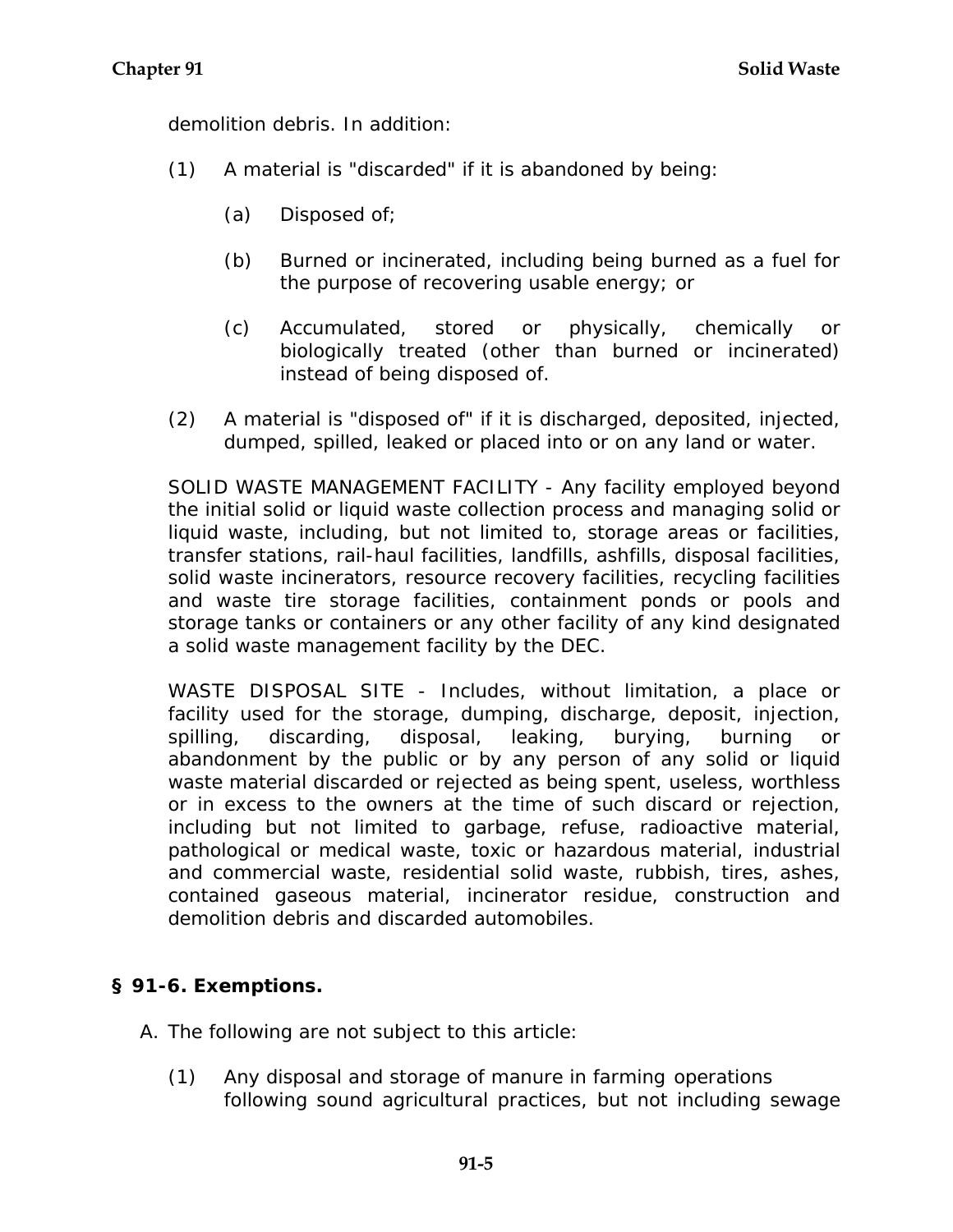demolition debris. In addition:

(1) A material is "discarded" if it is abandoned by being:

(a) Disposed of;

(b) Burned or incinerated, including being burned as a fuel for the purpose of recovering usable energy; or

(c) Accumulated, stored or physically, chemically or biologically treated (other than burned or incinerated) instead of being disposed of.

(2) A material is "disposed of" if it is discharged, deposited, injected, dumped, spilled, leaked or placed into or on any land or water.

SOLID WASTE MANAGEMENT FACILITY - Any facility employed beyond the initial solid or liquid waste collection process and managing solid or liquid waste, including, but not limited to, storage areas or facilities, transfer stations, rail-haul facilities, landfills, ashfills, disposal facilities, solid waste incinerators, resource recovery facilities, recycling facilities and waste tire storage facilities, containment ponds or pools and storage tanks or containers or any other facility of any kind designated a solid waste management facility by the DEC.

WASTE DISPOSAL SITE - Includes, without limitation, a place or facility used for the storage, dumping, discharge, deposit, injection, spilling, discarding, disposal, leaking, burying, burning or abandonment by the public or by any person of any solid or liquid waste material discarded or rejected as being spent, useless, worthless or in excess to the owners at the time of such discard or rejection, including but not limited to garbage, refuse, radioactive material, pathological or medical waste, toxic or hazardous material, industrial and commercial waste, residential solid waste, rubbish, tires, ashes, contained gaseous material, incinerator residue, construction and demolition debris and discarded automobiles.

## § 91-6. Exemptions.

A. The following are not subject to this article:

(1) Any disposal and storage of manure in farming operations following sound agricultural practices, but not including sewage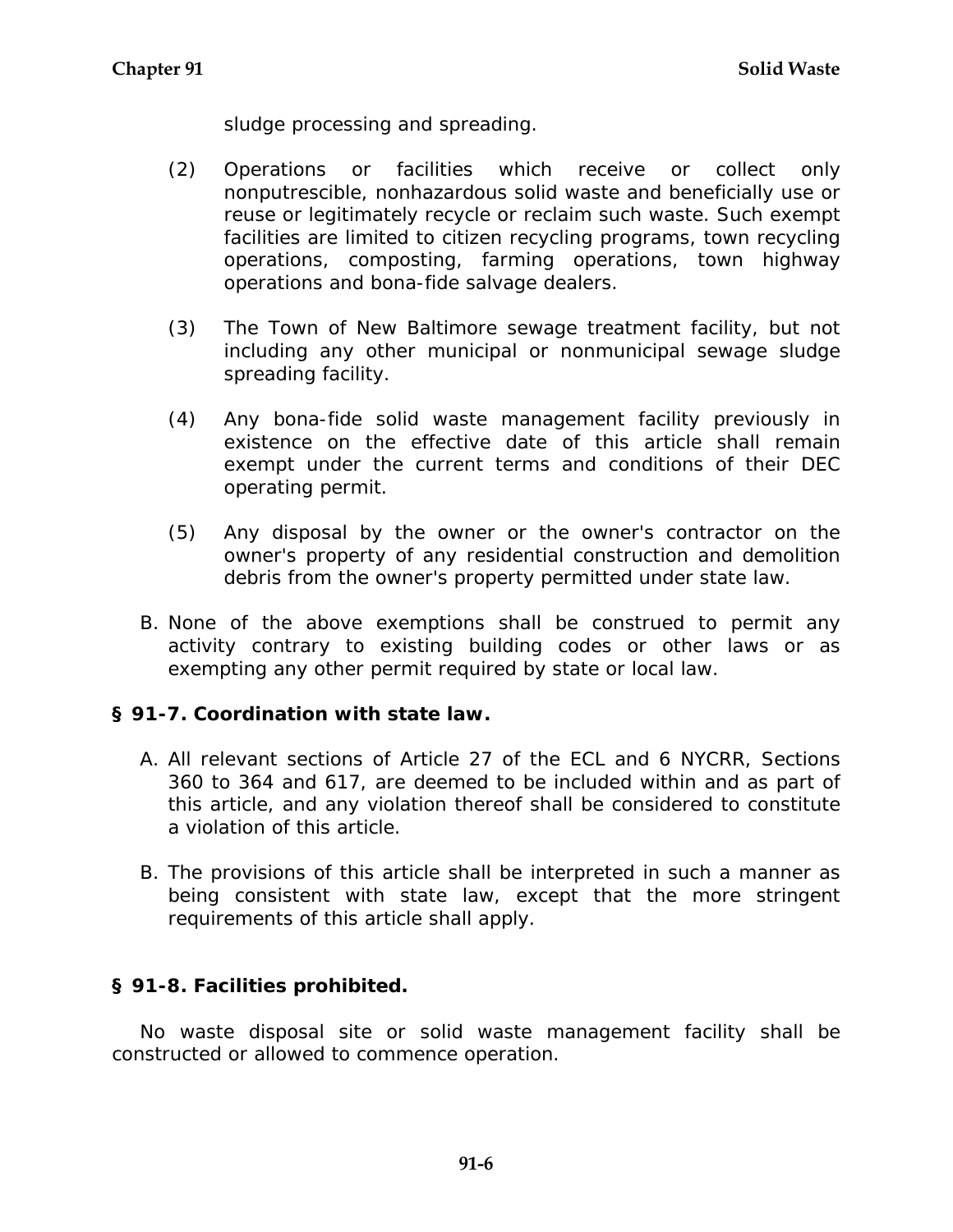sludge processing and spreading.

(2) Operations or facilities which receive or collect only nonputrescible, nonhazardous solid waste and beneficially use or reuse or legitimately recycle or reclaim such waste. Such exempt facilities are limited to citizen recycling programs, town recycling operations, composting, farming operations, town highway operations and bona-fide salvage dealers.

(3) The Town of New Baltimore sewage treatment facility, but not including any other municipal or nonmunicipal sewage sludge spreading facility.

(4) Any bona-fide solid waste management facility previously in existence on the effective date of this article shall remain exempt under the current terms and conditions of their DEC operating permit.

(5) Any disposal by the owner or the owner's contractor on the owner's property of any residential construction and demolition debris from the owner's property permitted under state law.

B. None of the above exemptions shall be construed to permit any activity contrary to existing building codes or other laws or as exempting any other permit required by state or local law.

### § 91-7. Coordination with state law.

A. All relevant sections of Article 27 of the ECL and 6 NYCRR, Sections 360 to 364 and 617, are deemed to be included within and as part of this article, and any violation thereof shall be considered to constitute a violation of this article.

B. The provisions of this article shall be interpreted in such a manner as being consistent with state law, except that the more stringent requirements of this article shall apply.

### § 91-8. Facilities prohibited.

No waste disposal site or solid waste management facility shall be constructed or allowed to commence operation.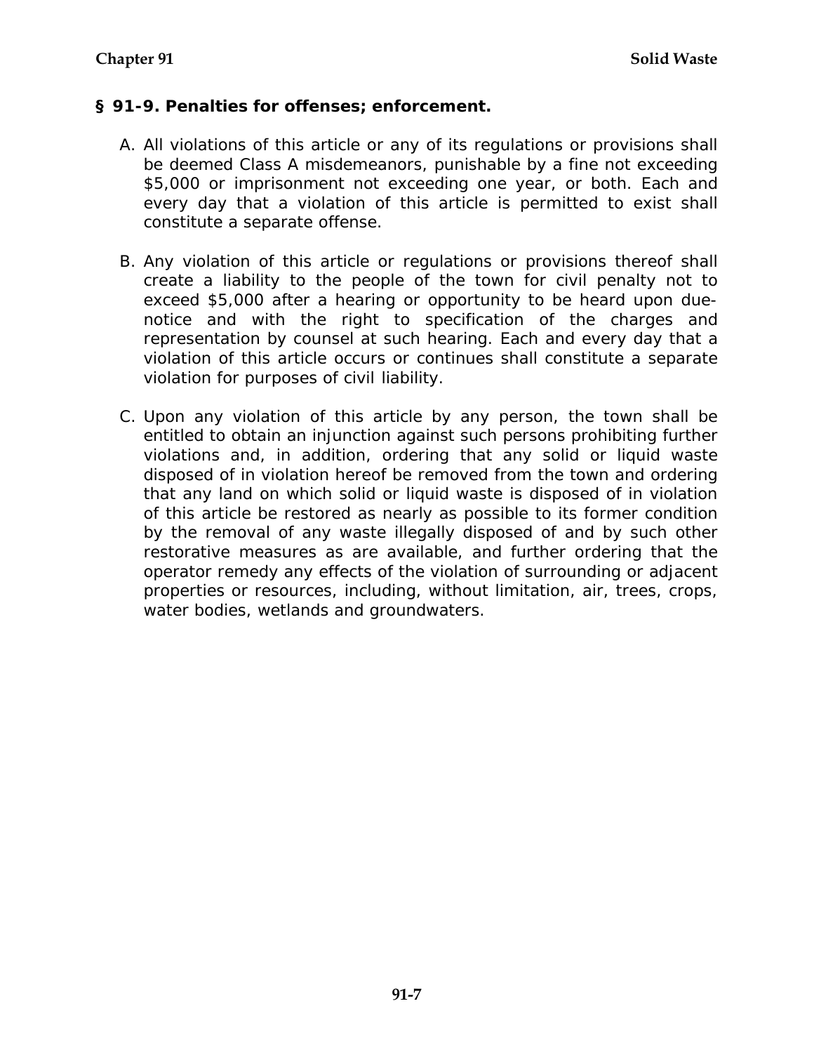### § 91-9. Penalties for offenses; enforcement.

A. All violations of this article or any of its regulations or provisions shall be deemed Class A misdemeanors, punishable by a fine not exceeding $5,000 or imprisonment not exceeding one year, or both. Each and every day that a violation of this article is permitted to exist shall constitute a separate offense.

B. Any violation of this article or regulations or provisions thereof shall create a liability to the people of the town for civil penalty not to exceed $5,000 after a hearing or opportunity to be heard upon due-notice and with the right to specification of the charges and representation by counsel at such hearing. Each and every day that a violation of this article occurs or continues shall constitute a separate violation for purposes of civil liability.

C. Upon any violation of this article by any person, the town shall be entitled to obtain an injunction against such persons prohibiting further violations and, in addition, ordering that any solid or liquid waste disposed of in violation hereof be removed from the town and ordering that any land on which solid or liquid waste is disposed of in violation of this article be restored as nearly as possible to its former condition by the removal of any waste illegally disposed of and by such other restorative measures as are available, and further ordering that the operator remedy any effects of the violation of surrounding or adjacent properties or resources, including, without limitation, air, trees, crops, water bodies, wetlands and groundwaters.